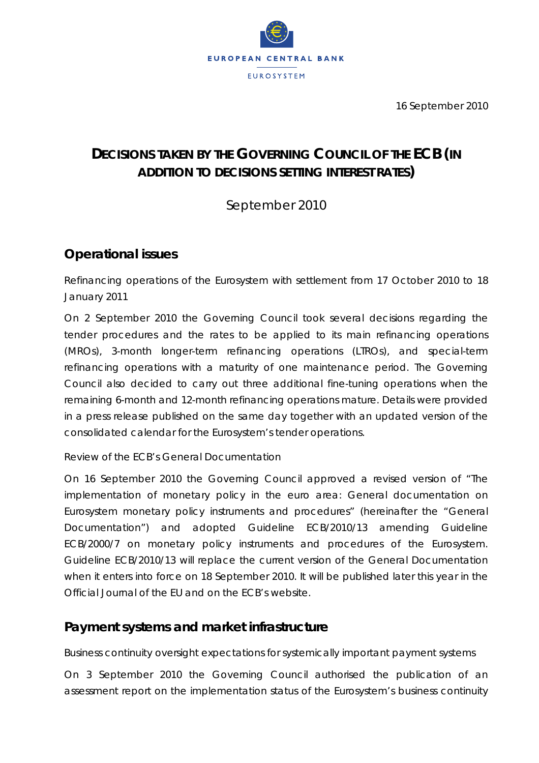EUROPEAN CENTRAL BANK

EUROSYSTEM

16 September 2010

# DECISIONS TAKEN BY THE GOVERNING COUNCIL OF THE ECB (IN ADDITION TO DECISIONS SETTING INTEREST RATES)

September 2010

## Operational issues

Refinancing operations of the Eurosystem with settlement from 17 October 2010 to 18 January 2011

On 2 September 2010 the Governing Council took several decisions regarding the tender procedures and the rates to be applied to its main refinancing operations (MROs), 3-month longer-term refinancing operations (LTROs), and special-term refinancing operations with a maturity of one maintenance period. The Governing Council also decided to carry out three additional fine-tuning operations when the remaining 6-month and 12-month refinancing operations mature. Details were provided in a press release published on the same day together with an updated version of the consolidated calendar for the Eurosystem's tender operations.

Review of the ECB's General Documentation

On 16 September 2010 the Governing Council approved a revised version of "The implementation of monetary policy in the euro area: General documentation on Eurosystem monetary policy instruments and procedures" (hereinafter the "General Documentation") and adopted Guideline ECB/2010/13 amending Guideline ECB/2000/7 on monetary policy instruments and procedures of the Eurosystem. Guideline ECB/2010/13 will replace the current version of the General Documentation when it enters into force on 18 September 2010. It will be published later this year in the Official Journal of the EU and on the ECB's website.

## Payment systems and market infrastructure

Business continuity oversight expectations for systemically important payment systems

On 3 September 2010 the Governing Council authorised the publication of an assessment report on the implementation status of the Eurosystem's business continuity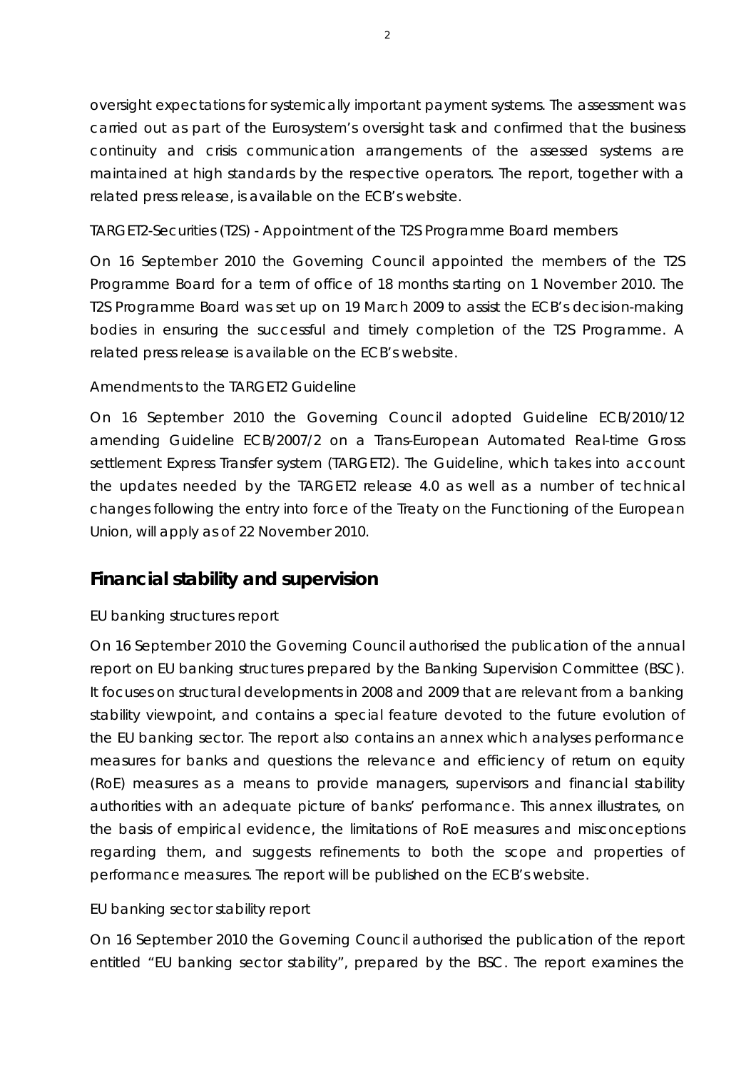oversight expectations for systemically important payment systems. The assessment was carried out as part of the Eurosystem's oversight task and confirmed that the business continuity and crisis communication arrangements of the assessed systems are maintained at high standards by the respective operators. The report, together with a related press release, is available on the ECB's website.

*TARGET2-Securities (T2S) - Appointment of the T2S Programme Board members*

On 16 September 2010 the Governing Council appointed the members of the T2S Programme Board for a term of office of 18 months starting on 1 November 2010. The T2S Programme Board was set up on 19 March 2009 to assist the ECB's decision-making bodies in ensuring the successful and timely completion of the T2S Programme. A related press release is available on the ECB's website.

*Amendments to the TARGET2 Guideline*

On 16 September 2010 the Governing Council adopted Guideline ECB/2010/12 amending Guideline ECB/2007/2 on a Trans-European Automated Real-time Gross settlement Express Transfer system (TARGET2). The Guideline, which takes into account the updates needed by the TARGET2 release 4.0 as well as a number of technical changes following the entry into force of the Treaty on the Functioning of the European Union, will apply as of 22 November 2010.

## Financial stability and supervision

*EU banking structures report*

On 16 September 2010 the Governing Council authorised the publication of the annual report on EU banking structures prepared by the Banking Supervision Committee (BSC). It focuses on structural developments in 2008 and 2009 that are relevant from a banking stability viewpoint, and contains a special feature devoted to the future evolution of the EU banking sector. The report also contains an annex which analyses performance measures for banks and questions the relevance and efficiency of return on equity (RoE) measures as a means to provide managers, supervisors and financial stability authorities with an adequate picture of banks' performance. This annex illustrates, on the basis of empirical evidence, the limitations of RoE measures and misconceptions regarding them, and suggests refinements to both the scope and properties of performance measures. The report will be published on the ECB's website.

*EU banking sector stability report*

On 16 September 2010 the Governing Council authorised the publication of the report entitled "EU banking sector stability", prepared by the BSC. The report examines the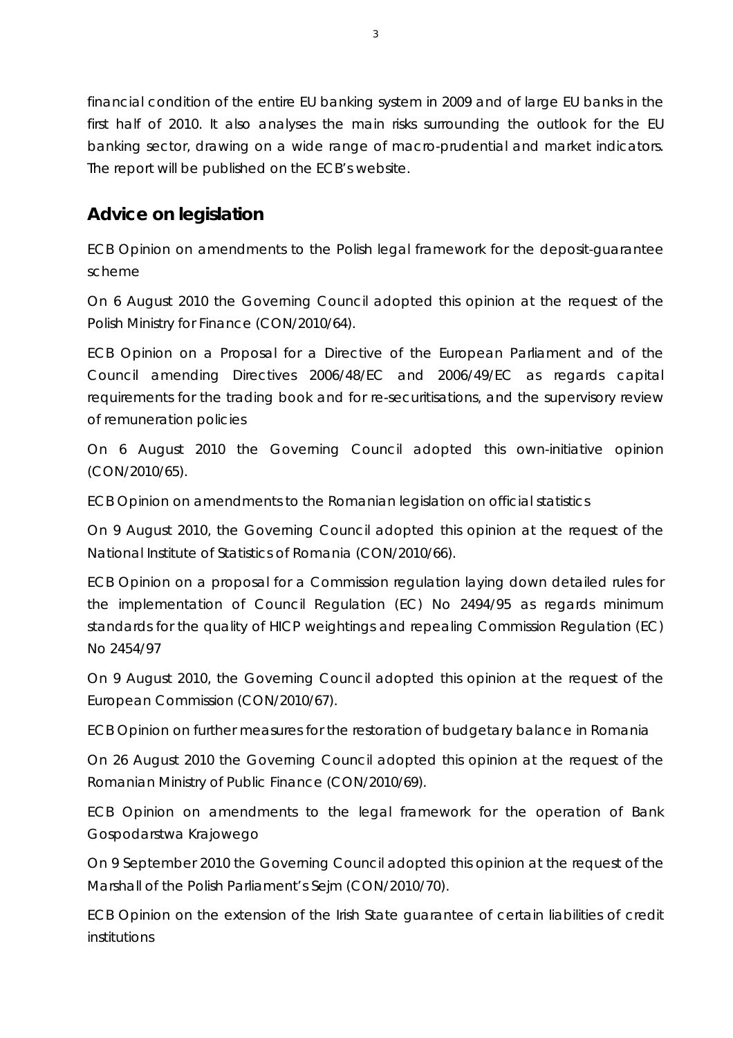financial condition of the entire EU banking system in 2009 and of large EU banks in the first half of 2010. It also analyses the main risks surrounding the outlook for the EU banking sector, drawing on a wide range of macro-prudential and market indicators. The report will be published on the ECB's website.

## Advice on legislation

*ECB Opinion on amendments to the Polish legal framework for the deposit-guarantee scheme*

On 6 August 2010 the Governing Council adopted this opinion at the request of the Polish Ministry for Finance (CON/2010/64).

*ECB Opinion on a Proposal for a Directive of the European Parliament and of the Council amending Directives 2006/48/EC and 2006/49/EC as regards capital requirements for the trading book and for re-securitisations, and the supervisory review of remuneration policies*

On 6 August 2010 the Governing Council adopted this own-initiative opinion (CON/2010/65).

*ECB Opinion on amendments to the Romanian legislation on official statistics*

On 9 August 2010, the Governing Council adopted this opinion at the request of the National Institute of Statistics of Romania (CON/2010/66).

*ECB Opinion on a proposal for a Commission regulation laying down detailed rules for the implementation of Council Regulation (EC) No 2494/95 as regards minimum standards for the quality of HICP weightings and repealing Commission Regulation (EC) No 2454/97*

On 9 August 2010, the Governing Council adopted this opinion at the request of the European Commission (CON/2010/67).

*ECB Opinion on further measures for the restoration of budgetary balance in Romania*

On 26 August 2010 the Governing Council adopted this opinion at the request of the Romanian Ministry of Public Finance (CON/2010/69).

*ECB Opinion on amendments to the legal framework for the operation of Bank Gospodarstwa Krajowego*

On 9 September 2010 the Governing Council adopted this opinion at the request of the Marshall of the Polish Parliament's Sejm (CON/2010/70).

*ECB Opinion on the extension of the Irish State guarantee of certain liabilities of credit institutions*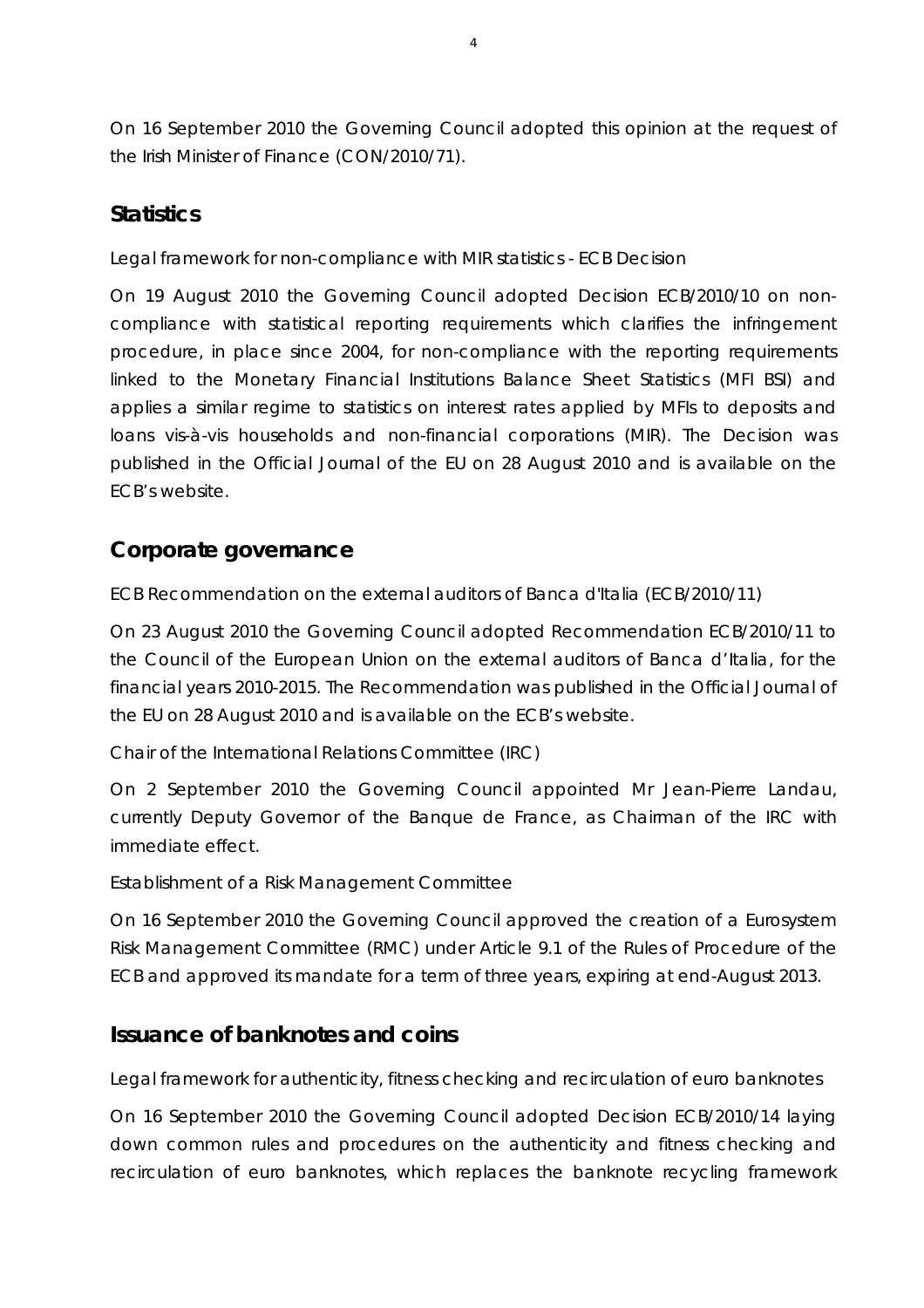On 16 September 2010 the Governing Council adopted this opinion at the request of the Irish Minister of Finance (CON/2010/71).

## Statistics

Legal framework for non-compliance with MIR statistics - ECB Decision

On 19 August 2010 the Governing Council adopted Decision ECB/2010/10 on non-compliance with statistical reporting requirements which clarifies the infringement procedure, in place since 2004, for non-compliance with the reporting requirements linked to the Monetary Financial Institutions Balance Sheet Statistics (MFI BSI) and applies a similar regime to statistics on interest rates applied by MFIs to deposits and loans vis-à-vis households and non-financial corporations (MIR). The Decision was published in the Official Journal of the EU on 28 August 2010 and is available on the ECB's website.

## Corporate governance

ECB Recommendation on the external auditors of Banca d'Italia (ECB/2010/11)

On 23 August 2010 the Governing Council adopted Recommendation ECB/2010/11 to the Council of the European Union on the external auditors of Banca d'Italia, for the financial years 2010-2015. The Recommendation was published in the Official Journal of the EU on 28 August 2010 and is available on the ECB's website.

Chair of the International Relations Committee (IRC)

On 2 September 2010 the Governing Council appointed Mr Jean-Pierre Landau, currently Deputy Governor of the Banque de France, as Chairman of the IRC with immediate effect.

Establishment of a Risk Management Committee

On 16 September 2010 the Governing Council approved the creation of a Eurosystem Risk Management Committee (RMC) under Article 9.1 of the Rules of Procedure of the ECB and approved its mandate for a term of three years, expiring at end-August 2013.

## Issuance of banknotes and coins

Legal framework for authenticity, fitness checking and recirculation of euro banknotes

On 16 September 2010 the Governing Council adopted Decision ECB/2010/14 laying down common rules and procedures on the authenticity and fitness checking and recirculation of euro banknotes, which replaces the banknote recycling framework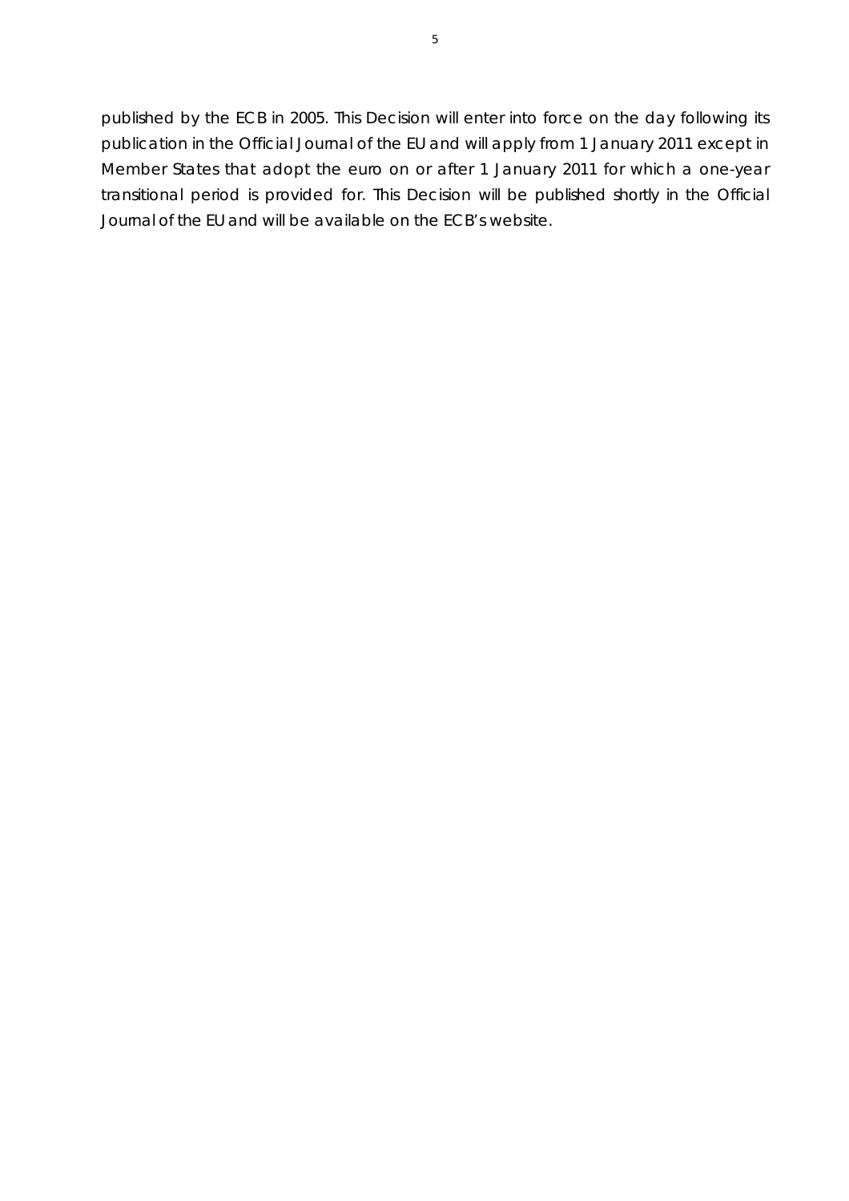published by the ECB in 2005. This Decision will enter into force on the day following its publication in the Official Journal of the EU and will apply from 1 January 2011 except in Member States that adopt the euro on or after 1 January 2011 for which a one-year transitional period is provided for. This Decision will be published shortly in the Official Journal of the EU and will be available on the ECB's website.